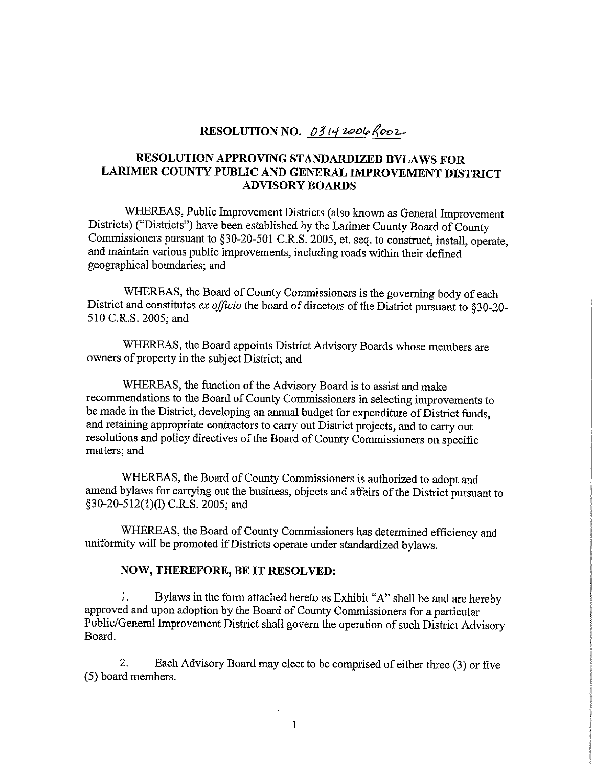# RESOLUTION NO. 03142006R002

## RESOLUTION APPROVING STANDARDIZED BYLAWS FOR LARIMER COUNTY PUBLIC AND GENERAL IMPROVEMENT DISTRICT ADVISORY BOARDS

WHEREAS, Public Improvement Districts (also known as General Improvement Districts) ("Districts") have been established by the Larimer County Board of County Commissioners pursuant to §30-20-501 C.R.S. 2005, et. seq. to construct, install, operate, and maintain various public improvements, including roads within their defined geographical boundaries; and

WHEREAS, the Board of County Commissioners is the governing body of each District and constitutes *ex officio* the board of directors of the District pursuant to §30-20-510 C.R.S. 2005; and

WHEREAS, the Board appoints District Advisory Boards whose members are owners of property in the subject District; and

WHEREAS, the function of the Advisory Board is to assist and make recommendations to the Board of County Commissioners in selecting improvements to be made in the District, developing an annual budget for expenditure of District funds, and retaining appropriate contractors to carry out District projects, and to carry out resolutions and policy directives of the Board of County Commissioners on specific matters; and

WHEREAS, the Board of County Commissioners is authorized to adopt and amend bylaws for carrying out the business, objects and affairs of the District pursuant to §30-20-512(1)(l) C.R.S. 2005; and

WHEREAS, the Board of County Commissioners has determined efficiency and uniformity will be promoted if Districts operate under standardized bylaws.

**NOW, THEREFORE, BE IT RESOLVED:**

1. Bylaws in the form attached hereto as Exhibit "A" shall be and are hereby approved and upon adoption by the Board of County Commissioners for a particular Public/General Improvement District shall govern the operation of such District Advisory Board.

2. Each Advisory Board may elect to be comprised of either three (3) or five (5) board members.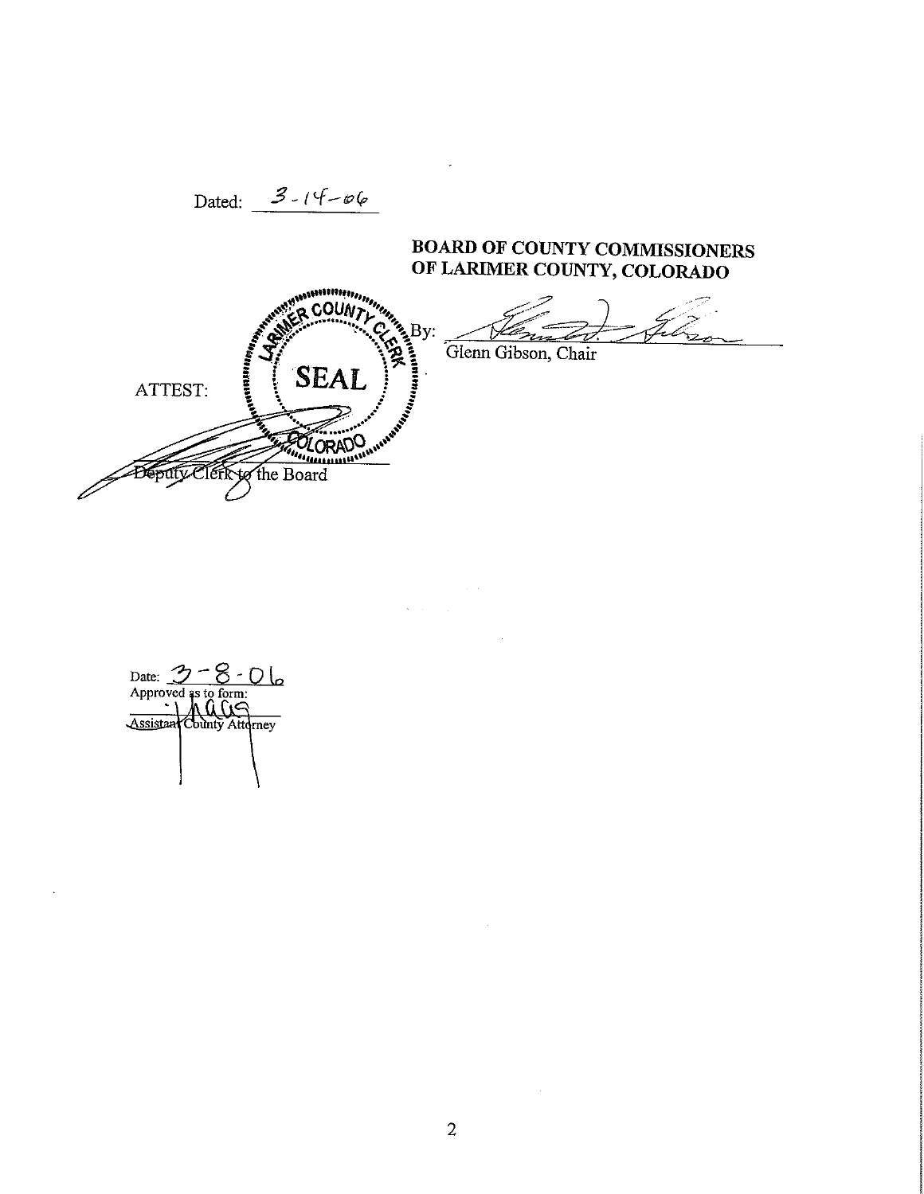Dated: 3-14-06

**BOARD OF COUNTY COMMISSIONERS OF LARIMER COUNTY, COLORADO**

By: ______________________
Glenn Gibson, Chair

ATTEST:

LARIMER COUNTY CLERK SEAL COLORADO

______________________
Deputy Clerk to the Board

Date: 3-8-06
Approved as to form:
______________________
Assistant County Attorney